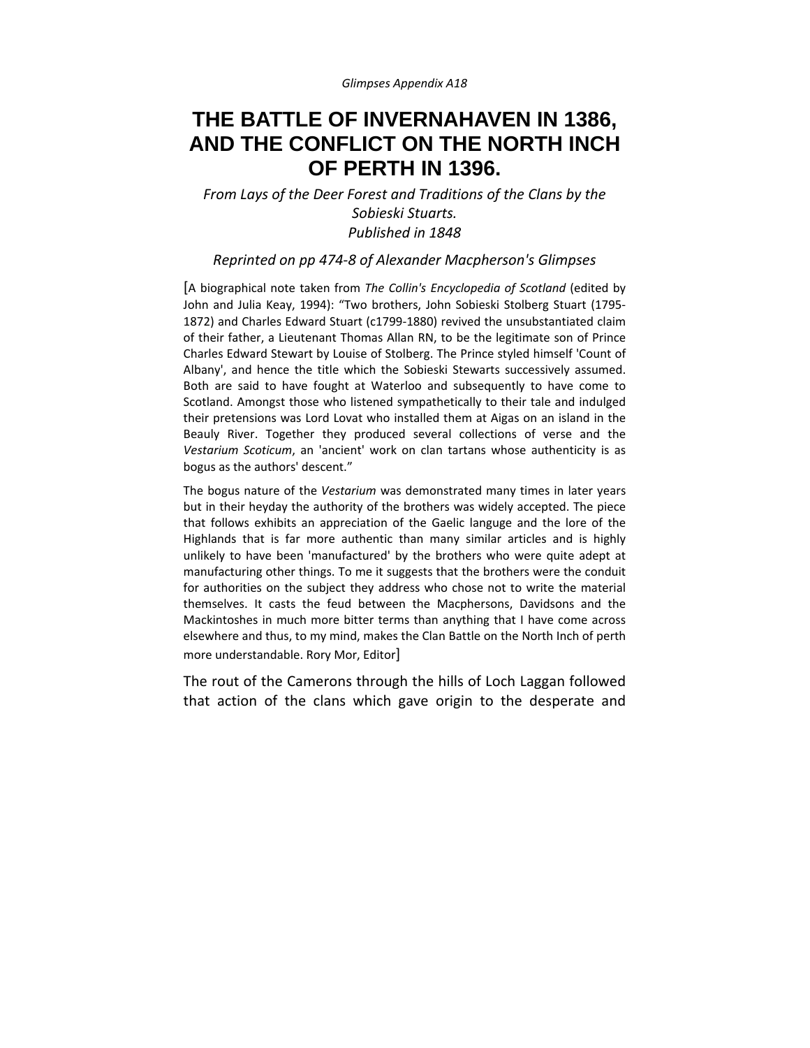*Glimpses Appendix A18*

# THE BATTLE OF INVERNAHAVEN IN 1386, AND THE CONFLICT ON THE NORTH INCH OF PERTH IN 1396.

*From Lays of the Deer Forest and Traditions of the Clans by the Sobieski Stuarts.*
*Published in 1848*

*Reprinted on pp 474-8 of Alexander Macpherson's Glimpses*

[A biographical note taken from *The Collin's Encyclopedia of Scotland* (edited by John and Julia Keay, 1994): "Two brothers, John Sobieski Stolberg Stuart (1795-1872) and Charles Edward Stuart (c1799-1880) revived the unsubstantiated claim of their father, a Lieutenant Thomas Allan RN, to be the legitimate son of Prince Charles Edward Stewart by Louise of Stolberg. The Prince styled himself 'Count of Albany', and hence the title which the Sobieski Stewarts successively assumed. Both are said to have fought at Waterloo and subsequently to have come to Scotland. Amongst those who listened sympathetically to their tale and indulged their pretensions was Lord Lovat who installed them at Aigas on an island in the Beauly River. Together they produced several collections of verse and the *Vestarium Scoticum*, an 'ancient' work on clan tartans whose authenticity is as bogus as the authors' descent."

The bogus nature of the *Vestarium* was demonstrated many times in later years but in their heyday the authority of the brothers was widely accepted. The piece that follows exhibits an appreciation of the Gaelic languge and the lore of the Highlands that is far more authentic than many similar articles and is highly unlikely to have been 'manufactured' by the brothers who were quite adept at manufacturing other things. To me it suggests that the brothers were the conduit for authorities on the subject they address who chose not to write the material themselves. It casts the feud between the Macphersons, Davidsons and the Mackintoshes in much more bitter terms than anything that I have come across elsewhere and thus, to my mind, makes the Clan Battle on the North Inch of perth more understandable. Rory Mor, Editor]

The rout of the Camerons through the hills of Loch Laggan followed that action of the clans which gave origin to the desperate and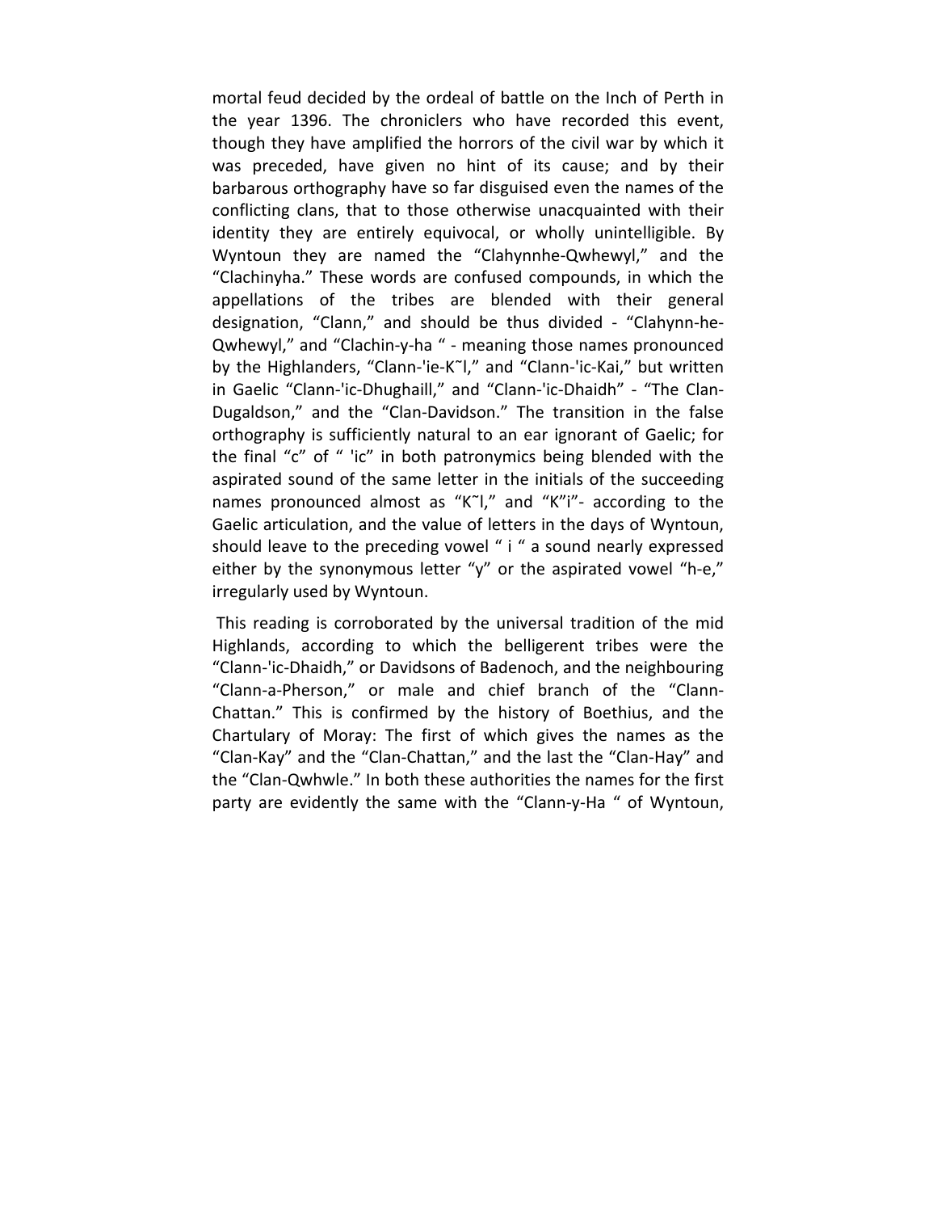mortal feud decided by the ordeal of battle on the Inch of Perth in the year 1396. The chroniclers who have recorded this event, though they have amplified the horrors of the civil war by which it was preceded, have given no hint of its cause; and by their barbarous orthography have so far disguised even the names of the conflicting clans, that to those otherwise unacquainted with their identity they are entirely equivocal, or wholly unintelligible. By Wyntoun they are named the “Clahynnhe-Qwhewyl,” and the “Clachinyha.” These words are confused compounds, in which the appellations of the tribes are blended with their general designation, “Clann,” and should be thus divided - “Clahynn-he-Qwhewyl,” and “Clachin-y-ha “ - meaning those names pronounced by the Highlanders, “Clann-'ie-K˜l,” and “Clann-'ic-Kai,” but written in Gaelic “Clann-'ic-Dhughaill,” and “Clann-'ic-Dhaidh” - “The Clan-Dugaldson,” and the “Clan-Davidson.” The transition in the false orthography is sufficiently natural to an ear ignorant of Gaelic; for the final “c” of “ 'ic” in both patronymics being blended with the aspirated sound of the same letter in the initials of the succeeding names pronounced almost as “K˜l,” and “K”i”- according to the Gaelic articulation, and the value of letters in the days of Wyntoun, should leave to the preceding vowel “ i “ a sound nearly expressed either by the synonymous letter “y” or the aspirated vowel “h-e,” irregularly used by Wyntoun.

This reading is corroborated by the universal tradition of the mid Highlands, according to which the belligerent tribes were the “Clann-'ic-Dhaidh,” or Davidsons of Badenoch, and the neighbouring “Clann-a-Pherson,” or male and chief branch of the “Clann-Chattan.” This is confirmed by the history of Boethius, and the Chartulary of Moray: The first of which gives the names as the “Clan-Kay” and the “Clan-Chattan,” and the last the “Clan-Hay” and the “Clan-Qwhwle.” In both these authorities the names for the first party are evidently the same with the “Clann-y-Ha “ of Wyntoun,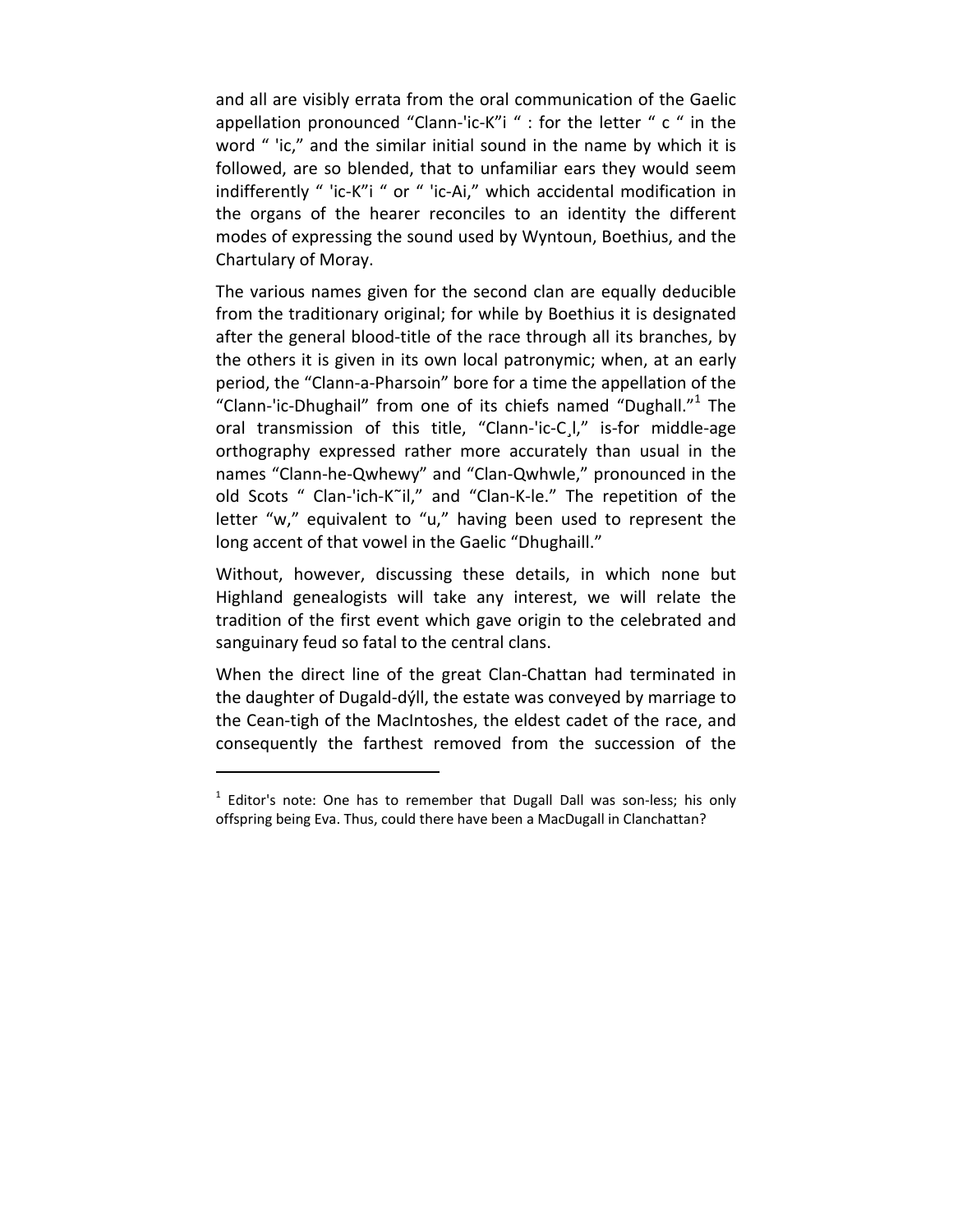and all are visibly errata from the oral communication of the Gaelic appellation pronounced “Clann-'ic-K”i “ : for the letter “ c “ in the word “ 'ic,” and the similar initial sound in the name by which it is followed, are so blended, that to unfamiliar ears they would seem indifferently “ 'ic-K”i “ or “ 'ic-Ai,” which accidental modification in the organs of the hearer reconciles to an identity the different modes of expressing the sound used by Wyntoun, Boethius, and the Chartulary of Moray.

The various names given for the second clan are equally deducible from the traditionary original; for while by Boethius it is designated after the general blood-title of the race through all its branches, by the others it is given in its own local patronymic; when, at an early period, the “Clann-a-Pharsoin” bore for a time the appellation of the “Clann-'ic-Dhughail” from one of its chiefs named “Dughall.”[1] The oral transmission of this title, “Clann-'ic-C¸l,” is-for middle-age orthography expressed rather more accurately than usual in the names “Clann-he-Qwhewy” and “Clan-Qwhwle,” pronounced in the old Scots “ Clan-'ich-K˜il,” and “Clan-K-le.” The repetition of the letter “w,” equivalent to “u,” having been used to represent the long accent of that vowel in the Gaelic “Dhughaill.”

Without, however, discussing these details, in which none but Highland genealogists will take any interest, we will relate the tradition of the first event which gave origin to the celebrated and sanguinary feud so fatal to the central clans.

When the direct line of the great Clan-Chattan had terminated in the daughter of Dugald-dýll, the estate was conveyed by marriage to the Cean-tigh of the MacIntoshes, the eldest cadet of the race, and consequently the farthest removed from the succession of the

---

[1] Editor's note: One has to remember that Dugall Dall was son-less; his only offspring being Eva. Thus, could there have been a MacDugall in Clanchattan?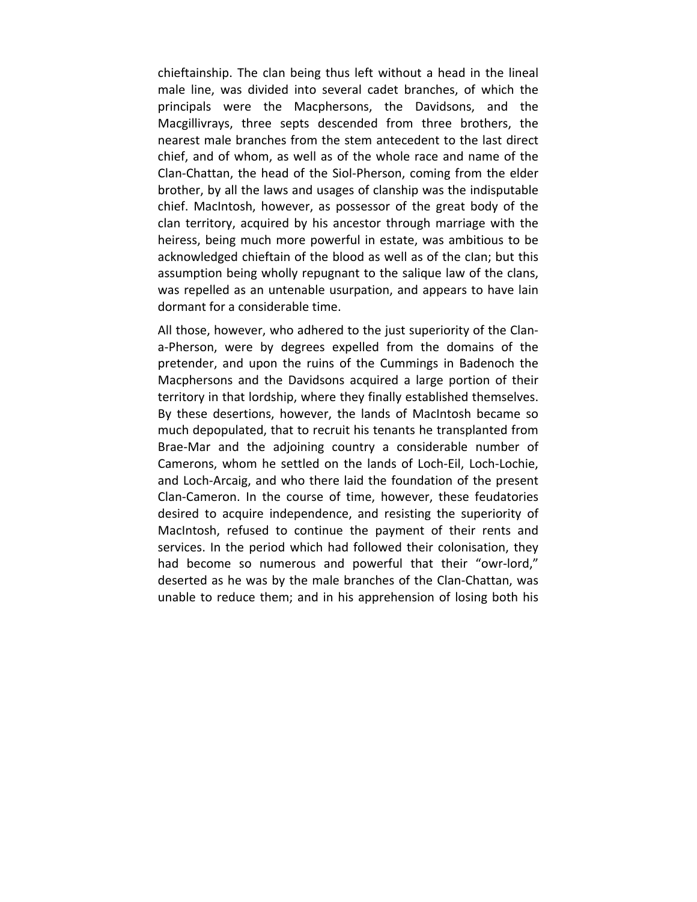chieftainship. The clan being thus left without a head in the lineal male line, was divided into several cadet branches, of which the principals were the Macphersons, the Davidsons, and the Macgillivrays, three septs descended from three brothers, the nearest male branches from the stem antecedent to the last direct chief, and of whom, as well as of the whole race and name of the Clan-Chattan, the head of the Siol-Pherson, coming from the elder brother, by all the laws and usages of clanship was the indisputable chief. MacIntosh, however, as possessor of the great body of the clan territory, acquired by his ancestor through marriage with the heiress, being much more powerful in estate, was ambitious to be acknowledged chieftain of the blood as well as of the clan; but this assumption being wholly repugnant to the salique law of the clans, was repelled as an untenable usurpation, and appears to have lain dormant for a considerable time.

All those, however, who adhered to the just superiority of the Clan-a-Pherson, were by degrees expelled from the domains of the pretender, and upon the ruins of the Cummings in Badenoch the Macphersons and the Davidsons acquired a large portion of their territory in that lordship, where they finally established themselves. By these desertions, however, the lands of MacIntosh became so much depopulated, that to recruit his tenants he transplanted from Brae-Mar and the adjoining country a considerable number of Camerons, whom he settled on the lands of Loch-Eil, Loch-Lochie, and Loch-Arcaig, and who there laid the foundation of the present Clan-Cameron. In the course of time, however, these feudatories desired to acquire independence, and resisting the superiority of MacIntosh, refused to continue the payment of their rents and services. In the period which had followed their colonisation, they had become so numerous and powerful that their "owr-lord," deserted as he was by the male branches of the Clan-Chattan, was unable to reduce them; and in his apprehension of losing both his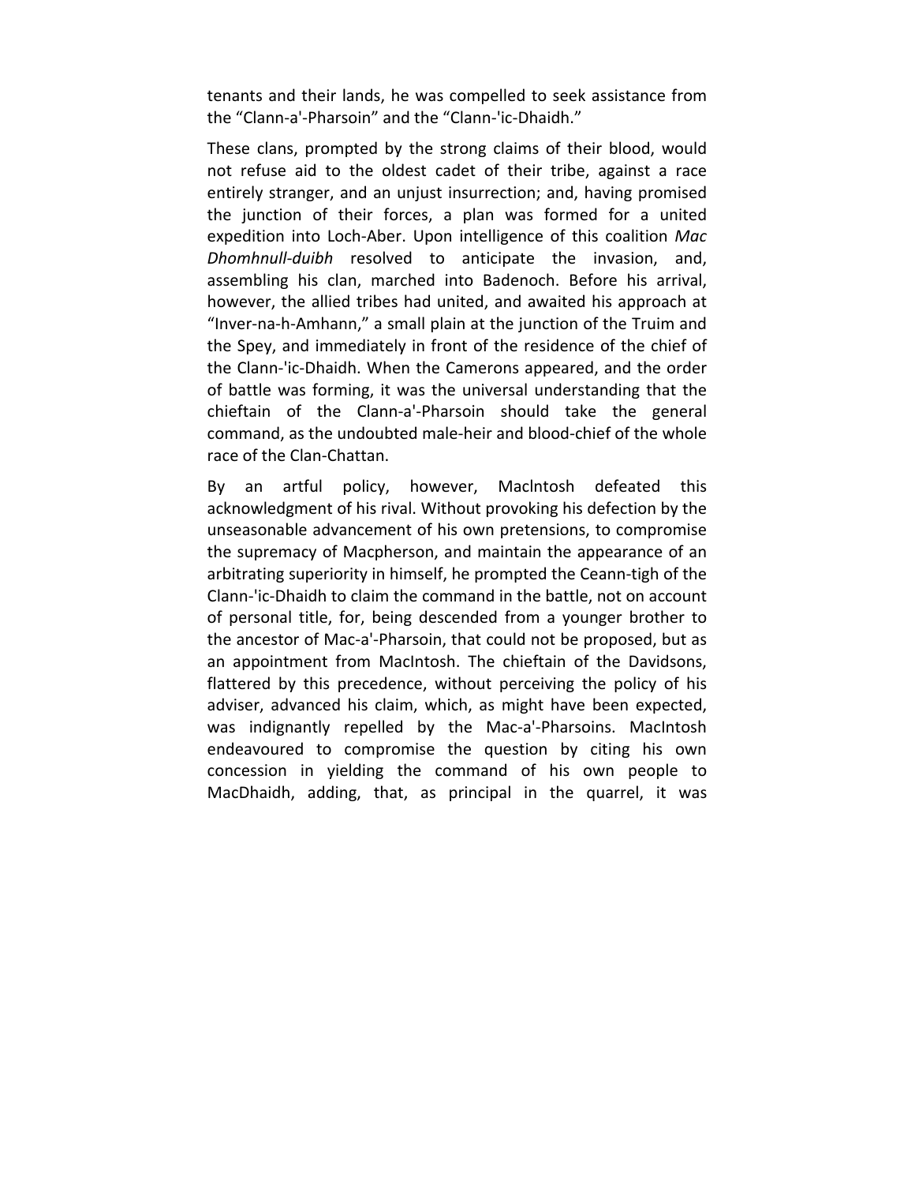tenants and their lands, he was compelled to seek assistance from the "Clann-a'-Pharsoin" and the "Clann-'ic-Dhaidh."

These clans, prompted by the strong claims of their blood, would not refuse aid to the oldest cadet of their tribe, against a race entirely stranger, and an unjust insurrection; and, having promised the junction of their forces, a plan was formed for a united expedition into Loch-Aber. Upon intelligence of this coalition *Mac Dhomhnull-duibh* resolved to anticipate the invasion, and, assembling his clan, marched into Badenoch. Before his arrival, however, the allied tribes had united, and awaited his approach at "Inver-na-h-Amhann," a small plain at the junction of the Truim and the Spey, and immediately in front of the residence of the chief of the Clann-'ic-Dhaidh. When the Camerons appeared, and the order of battle was forming, it was the universal understanding that the chieftain of the Clann-a'-Pharsoin should take the general command, as the undoubted male-heir and blood-chief of the whole race of the Clan-Chattan.

By an artful policy, however, Maclntosh defeated this acknowledgment of his rival. Without provoking his defection by the unseasonable advancement of his own pretensions, to compromise the supremacy of Macpherson, and maintain the appearance of an arbitrating superiority in himself, he prompted the Ceann-tigh of the Clann-'ic-Dhaidh to claim the command in the battle, not on account of personal title, for, being descended from a younger brother to the ancestor of Mac-a'-Pharsoin, that could not be proposed, but as an appointment from MacIntosh. The chieftain of the Davidsons, flattered by this precedence, without perceiving the policy of his adviser, advanced his claim, which, as might have been expected, was indignantly repelled by the Mac-a'-Pharsoins. MacIntosh endeavoured to compromise the question by citing his own concession in yielding the command of his own people to MacDhaidh, adding, that, as principal in the quarrel, it was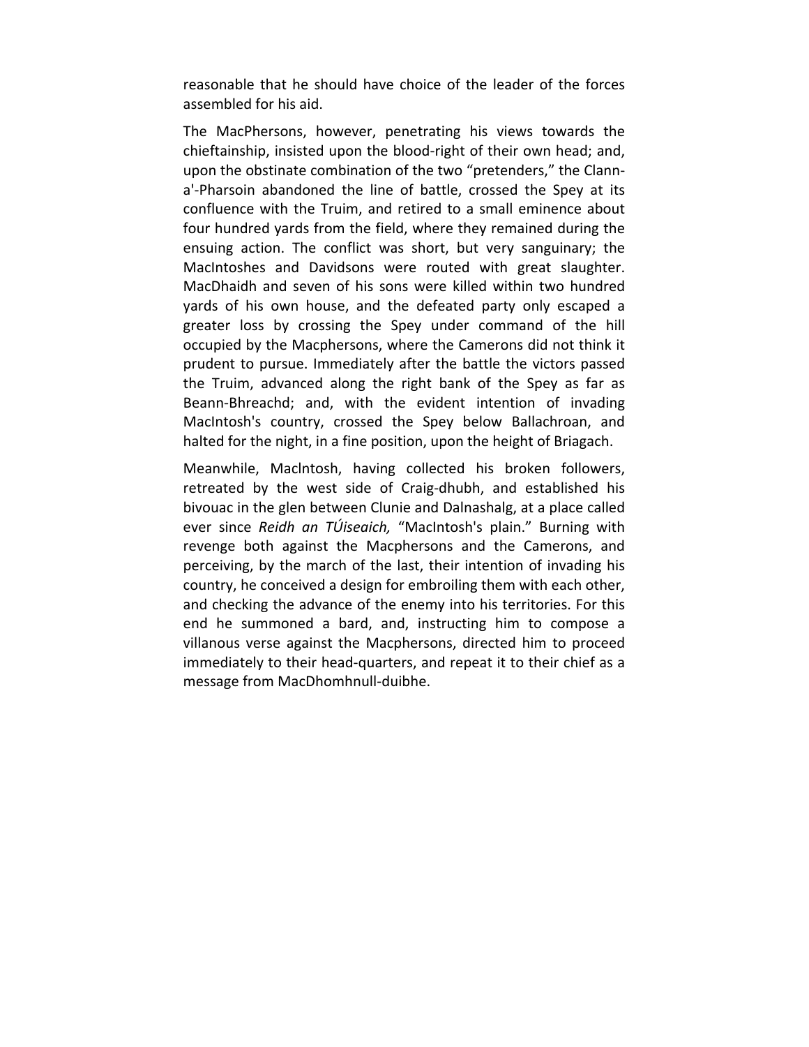reasonable that he should have choice of the leader of the forces assembled for his aid.

The MacPhersons, however, penetrating his views towards the chieftainship, insisted upon the blood-right of their own head; and, upon the obstinate combination of the two "pretenders," the Clann-a'-Pharsoin abandoned the line of battle, crossed the Spey at its confluence with the Truim, and retired to a small eminence about four hundred yards from the field, where they remained during the ensuing action. The conflict was short, but very sanguinary; the MacIntoshes and Davidsons were routed with great slaughter. MacDhaidh and seven of his sons were killed within two hundred yards of his own house, and the defeated party only escaped a greater loss by crossing the Spey under command of the hill occupied by the Macphersons, where the Camerons did not think it prudent to pursue. Immediately after the battle the victors passed the Truim, advanced along the right bank of the Spey as far as Beann-Bhreachd; and, with the evident intention of invading MacIntosh's country, crossed the Spey below Ballachroan, and halted for the night, in a fine position, upon the height of Briagach.

Meanwhile, Maclntosh, having collected his broken followers, retreated by the west side of Craig-dhubh, and established his bivouac in the glen between Clunie and Dalnashalg, at a place called ever since *Reidh an TÚiseaich,* "MacIntosh's plain." Burning with revenge both against the Macphersons and the Camerons, and perceiving, by the march of the last, their intention of invading his country, he conceived a design for embroiling them with each other, and checking the advance of the enemy into his territories. For this end he summoned a bard, and, instructing him to compose a villanous verse against the Macphersons, directed him to proceed immediately to their head-quarters, and repeat it to their chief as a message from MacDhomhnull-duibhe.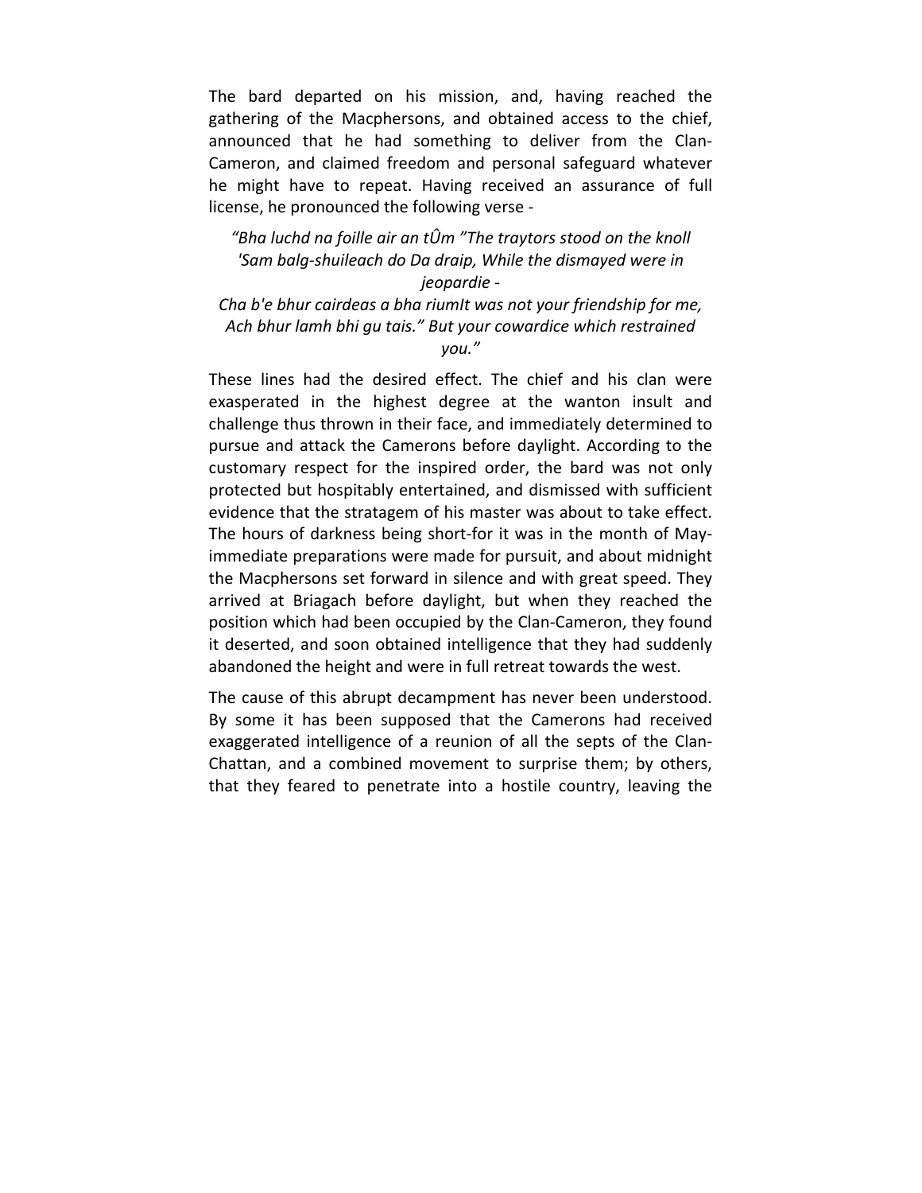The bard departed on his mission, and, having reached the gathering of the Macphersons, and obtained access to the chief, announced that he had something to deliver from the Clan-Cameron, and claimed freedom and personal safeguard whatever he might have to repeat. Having received an assurance of full license, he pronounced the following verse -

*“Bha luchd na foille air an tÛm ”The traytors stood on the knoll*
*'Sam balg-shuileach do Da draip, While the dismayed were in jeopardie -*
*Cha b'e bhur cairdeas a bha riumIt was not your friendship for me,*
*Ach bhur lamh bhi gu tais.” But your cowardice which restrained you.”*

These lines had the desired effect. The chief and his clan were exasperated in the highest degree at the wanton insult and challenge thus thrown in their face, and immediately determined to pursue and attack the Camerons before daylight. According to the customary respect for the inspired order, the bard was not only protected but hospitably entertained, and dismissed with sufficient evidence that the stratagem of his master was about to take effect. The hours of darkness being short-for it was in the month of May-immediate preparations were made for pursuit, and about midnight the Macphersons set forward in silence and with great speed. They arrived at Briagach before daylight, but when they reached the position which had been occupied by the Clan-Cameron, they found it deserted, and soon obtained intelligence that they had suddenly abandoned the height and were in full retreat towards the west.

The cause of this abrupt decampment has never been understood. By some it has been supposed that the Camerons had received exaggerated intelligence of a reunion of all the septs of the Clan-Chattan, and a combined movement to surprise them; by others, that they feared to penetrate into a hostile country, leaving the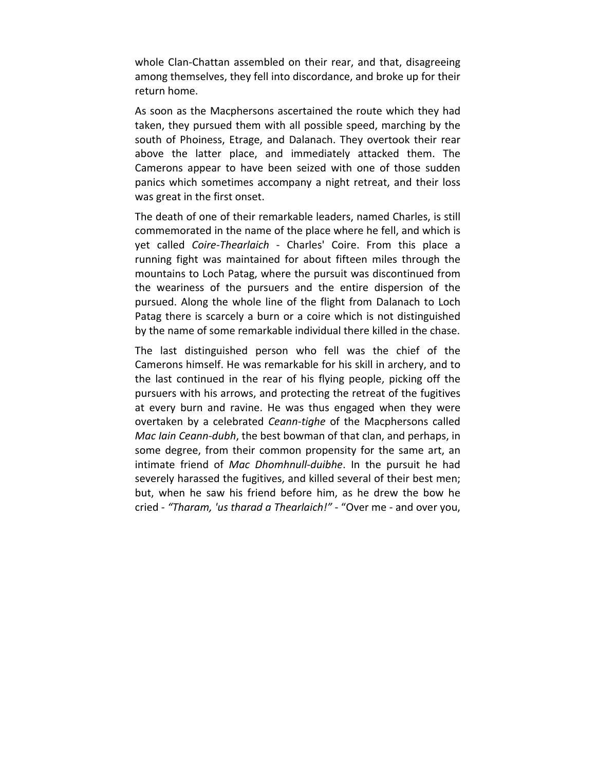whole Clan-Chattan assembled on their rear, and that, disagreeing among themselves, they fell into discordance, and broke up for their return home.

As soon as the Macphersons ascertained the route which they had taken, they pursued them with all possible speed, marching by the south of Phoiness, Etrage, and Dalanach. They overtook their rear above the latter place, and immediately attacked them. The Camerons appear to have been seized with one of those sudden panics which sometimes accompany a night retreat, and their loss was great in the first onset.

The death of one of their remarkable leaders, named Charles, is still commemorated in the name of the place where he fell, and which is yet called *Coire-Thearlaich* - Charles' Coire. From this place a running fight was maintained for about fifteen miles through the mountains to Loch Patag, where the pursuit was discontinued from the weariness of the pursuers and the entire dispersion of the pursued. Along the whole line of the flight from Dalanach to Loch Patag there is scarcely a burn or a coire which is not distinguished by the name of some remarkable individual there killed in the chase.

The last distinguished person who fell was the chief of the Camerons himself. He was remarkable for his skill in archery, and to the last continued in the rear of his flying people, picking off the pursuers with his arrows, and protecting the retreat of the fugitives at every burn and ravine. He was thus engaged when they were overtaken by a celebrated *Ceann-tighe* of the Macphersons called *Mac Iain Ceann-dubh*, the best bowman of that clan, and perhaps, in some degree, from their common propensity for the same art, an intimate friend of *Mac Dhomhnull-duibhe*. In the pursuit he had severely harassed the fugitives, and killed several of their best men; but, when he saw his friend before him, as he drew the bow he cried - *"Tharam, 'us tharad a Thearlaich!"* - "Over me - and over you,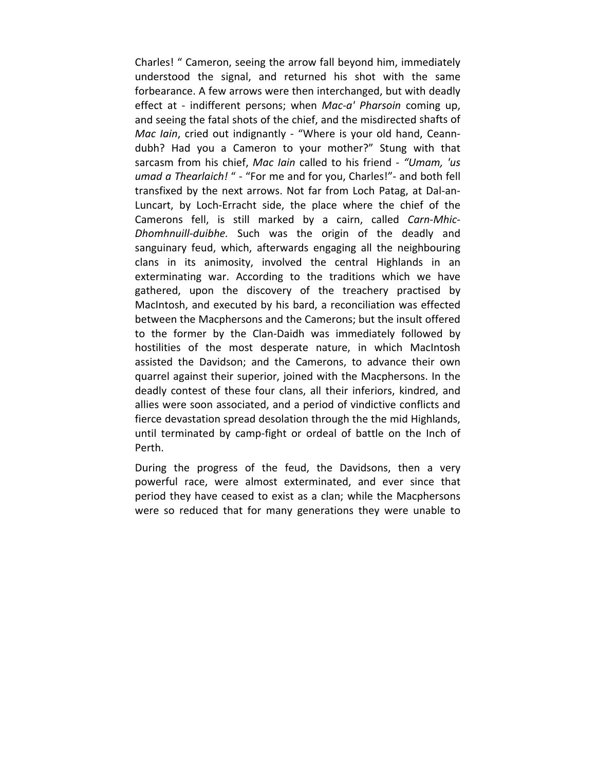Charles! " Cameron, seeing the arrow fall beyond him, immediately understood the signal, and returned his shot with the same forbearance. A few arrows were then interchanged, but with deadly effect at - indifferent persons; when *Mac-a' Pharsoin* coming up, and seeing the fatal shots of the chief, and the misdirected shafts of *Mac Iain*, cried out indignantly - "Where is your old hand, Ceann-dubh? Had you a Cameron to your mother?" Stung with that sarcasm from his chief, *Mac Iain* called to his friend - *"Umam, 'us umad a Thearlaich!* " - "For me and for you, Charles!"- and both fell transfixed by the next arrows. Not far from Loch Patag, at Dal-an-Luncart, by Loch-Erracht side, the place where the chief of the Camerons fell, is still marked by a cairn, called *Carn-Mhic-Dhomhnuill-duibhe.* Such was the origin of the deadly and sanguinary feud, which, afterwards engaging all the neighbouring clans in its animosity, involved the central Highlands in an exterminating war. According to the traditions which we have gathered, upon the discovery of the treachery practised by MacIntosh, and executed by his bard, a reconciliation was effected between the Macphersons and the Camerons; but the insult offered to the former by the Clan-Daidh was immediately followed by hostilities of the most desperate nature, in which MacIntosh assisted the Davidson; and the Camerons, to advance their own quarrel against their superior, joined with the Macphersons. In the deadly contest of these four clans, all their inferiors, kindred, and allies were soon associated, and a period of vindictive conflicts and fierce devastation spread desolation through the the mid Highlands, until terminated by camp-fight or ordeal of battle on the Inch of Perth.

During the progress of the feud, the Davidsons, then a very powerful race, were almost exterminated, and ever since that period they have ceased to exist as a clan; while the Macphersons were so reduced that for many generations they were unable to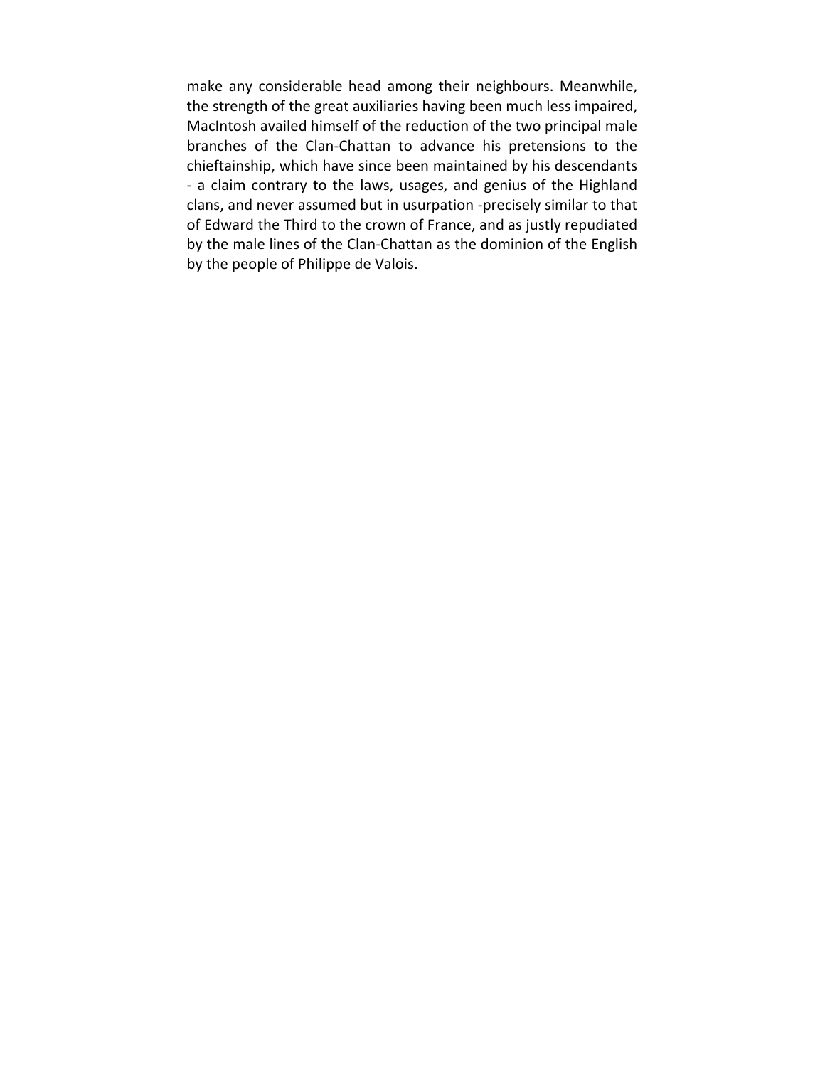make any considerable head among their neighbours. Meanwhile, the strength of the great auxiliaries having been much less impaired, MacIntosh availed himself of the reduction of the two principal male branches of the Clan-Chattan to advance his pretensions to the chieftainship, which have since been maintained by his descendants - a claim contrary to the laws, usages, and genius of the Highland clans, and never assumed but in usurpation -precisely similar to that of Edward the Third to the crown of France, and as justly repudiated by the male lines of the Clan-Chattan as the dominion of the English by the people of Philippe de Valois.